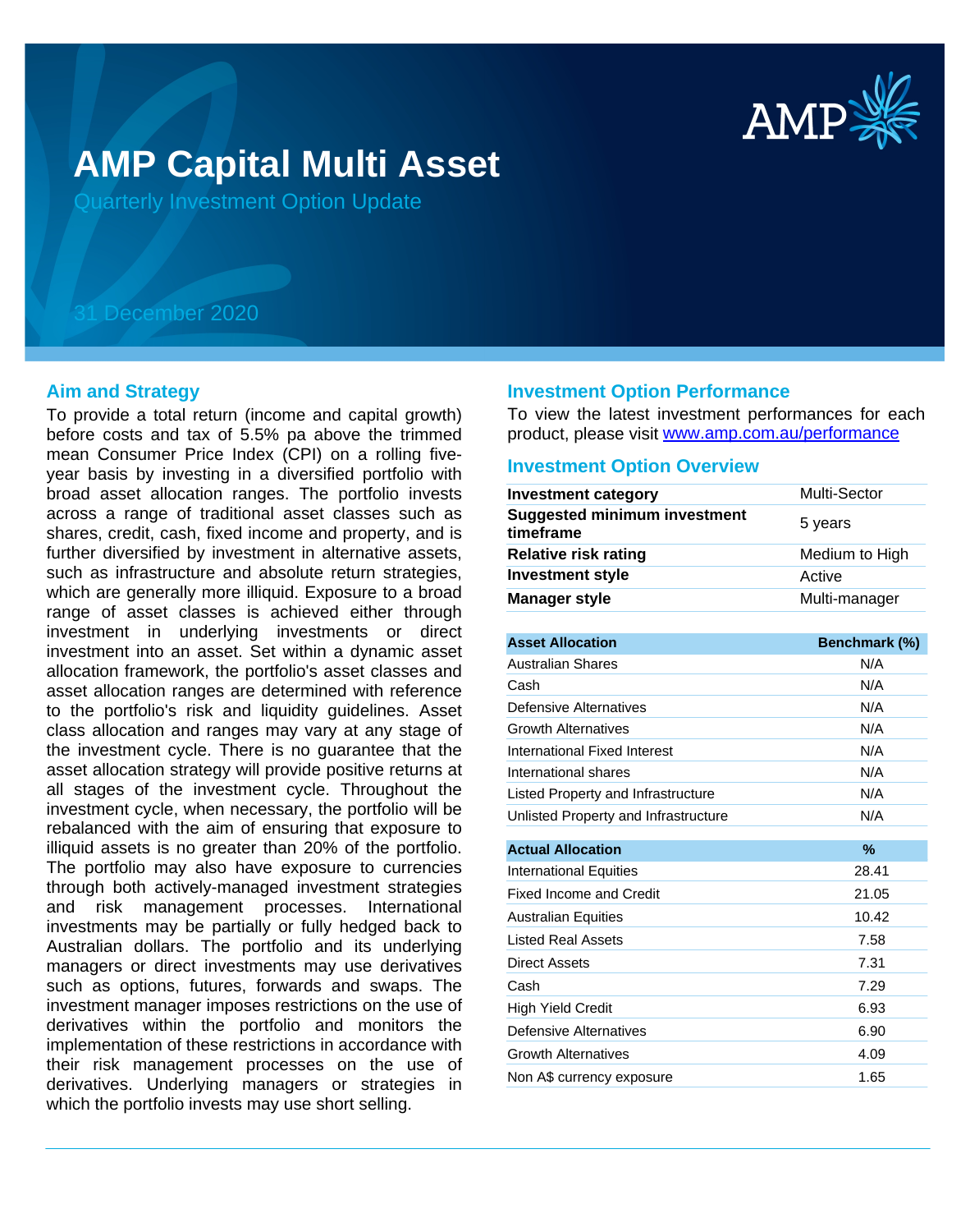# AMP Capital Multi Asset

Quarterly Investment Option Update

31 December 2020

## Aim and Strategy

To provide a total return (income and capital growth) before costs and tax of 5.5% pa above the trimmed mean Consumer Price Index (CPI) on a rolling five-year basis by investing in a diversified portfolio with broad asset allocation ranges. The portfolio invests across a range of traditional asset classes such as shares, credit, cash, fixed income and property, and is further diversified by investment in alternative assets, such as infrastructure and absolute return strategies, which are generally more illiquid. Exposure to a broad range of asset classes is achieved either through investment in underlying investments or direct investment into an asset. Set within a dynamic asset allocation framework, the portfolio's asset classes and asset allocation ranges are determined with reference to the portfolio's risk and liquidity guidelines. Asset class allocation and ranges may vary at any stage of the investment cycle. There is no guarantee that the asset allocation strategy will provide positive returns at all stages of the investment cycle. Throughout the investment cycle, when necessary, the portfolio will be rebalanced with the aim of ensuring that exposure to illiquid assets is no greater than 20% of the portfolio. The portfolio may also have exposure to currencies through both actively-managed investment strategies and risk management processes. International investments may be partially or fully hedged back to Australian dollars. The portfolio and its underlying managers or direct investments may use derivatives such as options, futures, forwards and swaps. The investment manager imposes restrictions on the use of derivatives within the portfolio and monitors the implementation of these restrictions in accordance with their risk management processes on the use of derivatives. Underlying managers or strategies in which the portfolio invests may use short selling.

## Investment Option Performance

To view the latest investment performances for each product, please visit www.amp.com.au/performance

## Investment Option Overview

| | |
|---|---|
| **Investment category** | Multi-Sector |
| **Suggested minimum investment timeframe** | 5 years |
| **Relative risk rating** | Medium to High |
| **Investment style** | Active |
| **Manager style** | Multi-manager |

| Asset Allocation | Benchmark (%) |
|---|---|
| Australian Shares | N/A |
| Cash | N/A |
| Defensive Alternatives | N/A |
| Growth Alternatives | N/A |
| International Fixed Interest | N/A |
| International shares | N/A |
| Listed Property and Infrastructure | N/A |
| Unlisted Property and Infrastructure | N/A |

| Actual Allocation | % |
|---|---|
| International Equities | 28.41 |
| Fixed Income and Credit | 21.05 |
| Australian Equities | 10.42 |
| Listed Real Assets | 7.58 |
| Direct Assets | 7.31 |
| Cash | 7.29 |
| High Yield Credit | 6.93 |
| Defensive Alternatives | 6.90 |
| Growth Alternatives | 4.09 |
| Non A$ currency exposure | 1.65 |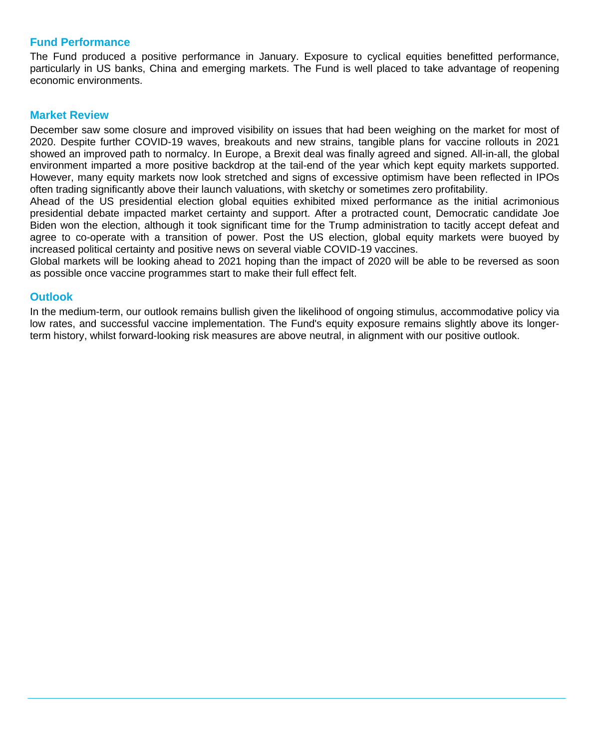## Fund Performance

The Fund produced a positive performance in January. Exposure to cyclical equities benefitted performance, particularly in US banks, China and emerging markets. The Fund is well placed to take advantage of reopening economic environments.

## Market Review

December saw some closure and improved visibility on issues that had been weighing on the market for most of 2020. Despite further COVID-19 waves, breakouts and new strains, tangible plans for vaccine rollouts in 2021 showed an improved path to normalcy. In Europe, a Brexit deal was finally agreed and signed. All-in-all, the global environment imparted a more positive backdrop at the tail-end of the year which kept equity markets supported. However, many equity markets now look stretched and signs of excessive optimism have been reflected in IPOs often trading significantly above their launch valuations, with sketchy or sometimes zero profitability.

Ahead of the US presidential election global equities exhibited mixed performance as the initial acrimonious presidential debate impacted market certainty and support. After a protracted count, Democratic candidate Joe Biden won the election, although it took significant time for the Trump administration to tacitly accept defeat and agree to co-operate with a transition of power. Post the US election, global equity markets were buoyed by increased political certainty and positive news on several viable COVID-19 vaccines.

Global markets will be looking ahead to 2021 hoping than the impact of 2020 will be able to be reversed as soon as possible once vaccine programmes start to make their full effect felt.

## Outlook

In the medium-term, our outlook remains bullish given the likelihood of ongoing stimulus, accommodative policy via low rates, and successful vaccine implementation. The Fund's equity exposure remains slightly above its longer-term history, whilst forward-looking risk measures are above neutral, in alignment with our positive outlook.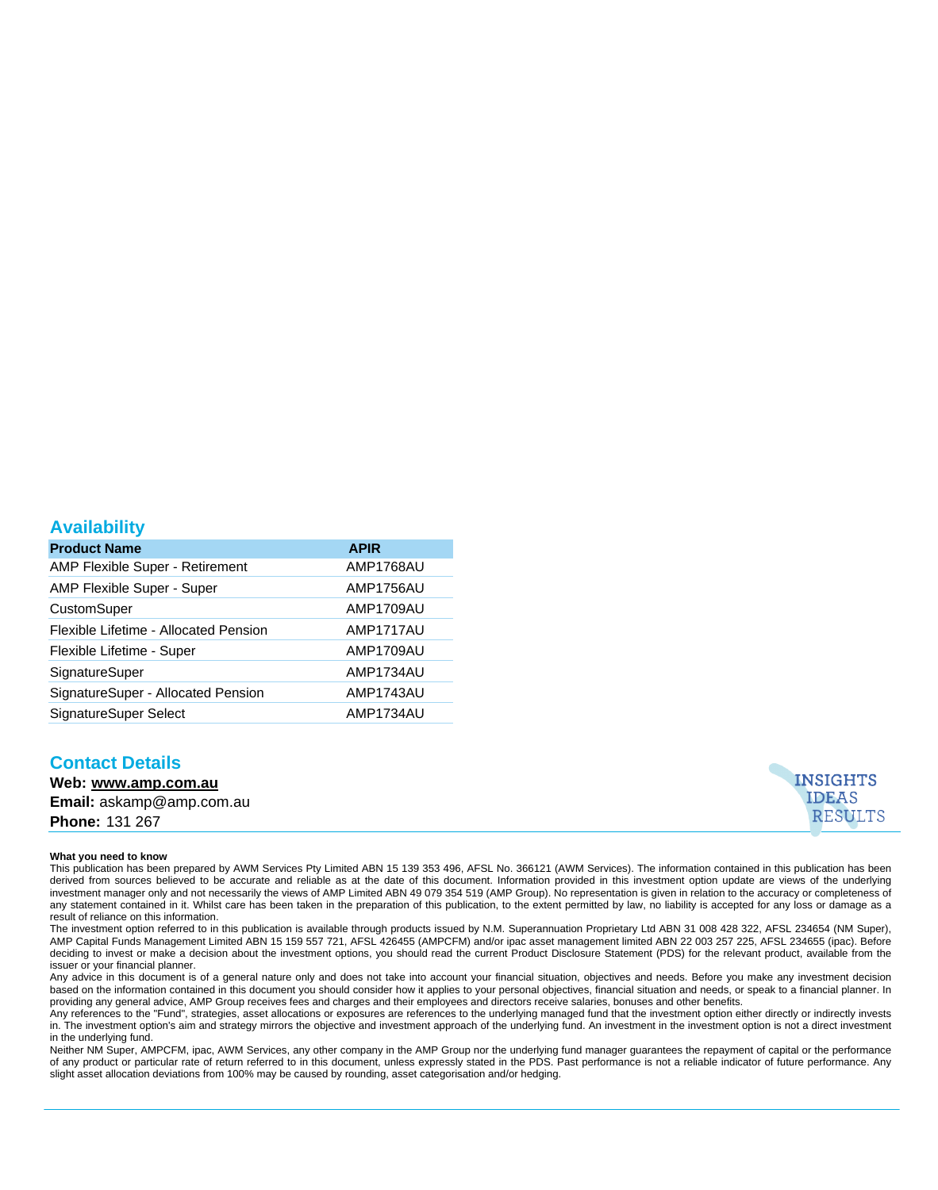## Availability

| Product Name | APIR |
| --- | --- |
| AMP Flexible Super - Retirement | AMP1768AU |
| AMP Flexible Super - Super | AMP1756AU |
| CustomSuper | AMP1709AU |
| Flexible Lifetime - Allocated Pension | AMP1717AU |
| Flexible Lifetime - Super | AMP1709AU |
| SignatureSuper | AMP1734AU |
| SignatureSuper - Allocated Pension | AMP1743AU |
| SignatureSuper Select | AMP1734AU |

## Contact Details

**Web:** **www.amp.com.au**
**Email:** askamp@amp.com.au
**Phone:** 131 267

INSIGHTS
IDEAS
RESULTS

**What you need to know**

This publication has been prepared by AWM Services Pty Limited ABN 15 139 353 496, AFSL No. 366121 (AWM Services). The information contained in this publication has been derived from sources believed to be accurate and reliable as at the date of this document. Information provided in this investment option update are views of the underlying investment manager only and not necessarily the views of AMP Limited ABN 49 079 354 519 (AMP Group). No representation is given in relation to the accuracy or completeness of any statement contained in it. Whilst care has been taken in the preparation of this publication, to the extent permitted by law, no liability is accepted for any loss or damage as a result of reliance on this information.

The investment option referred to in this publication is available through products issued by N.M. Superannuation Proprietary Ltd ABN 31 008 428 322, AFSL 234654 (NM Super), AMP Capital Funds Management Limited ABN 15 159 557 721, AFSL 426455 (AMPCFM) and/or ipac asset management limited ABN 22 003 257 225, AFSL 234655 (ipac). Before deciding to invest or make a decision about the investment options, you should read the current Product Disclosure Statement (PDS) for the relevant product, available from the issuer or your financial planner.

Any advice in this document is of a general nature only and does not take into account your financial situation, objectives and needs. Before you make any investment decision based on the information contained in this document you should consider how it applies to your personal objectives, financial situation and needs, or speak to a financial planner. In providing any general advice, AMP Group receives fees and charges and their employees and directors receive salaries, bonuses and other benefits.

Any references to the "Fund", strategies, asset allocations or exposures are references to the underlying managed fund that the investment option either directly or indirectly invests in. The investment option's aim and strategy mirrors the objective and investment approach of the underlying fund. An investment in the investment option is not a direct investment in the underlying fund.

Neither NM Super, AMPCFM, ipac, AWM Services, any other company in the AMP Group nor the underlying fund manager guarantees the repayment of capital or the performance of any product or particular rate of return referred to in this document, unless expressly stated in the PDS. Past performance is not a reliable indicator of future performance. Any slight asset allocation deviations from 100% may be caused by rounding, asset categorisation and/or hedging.